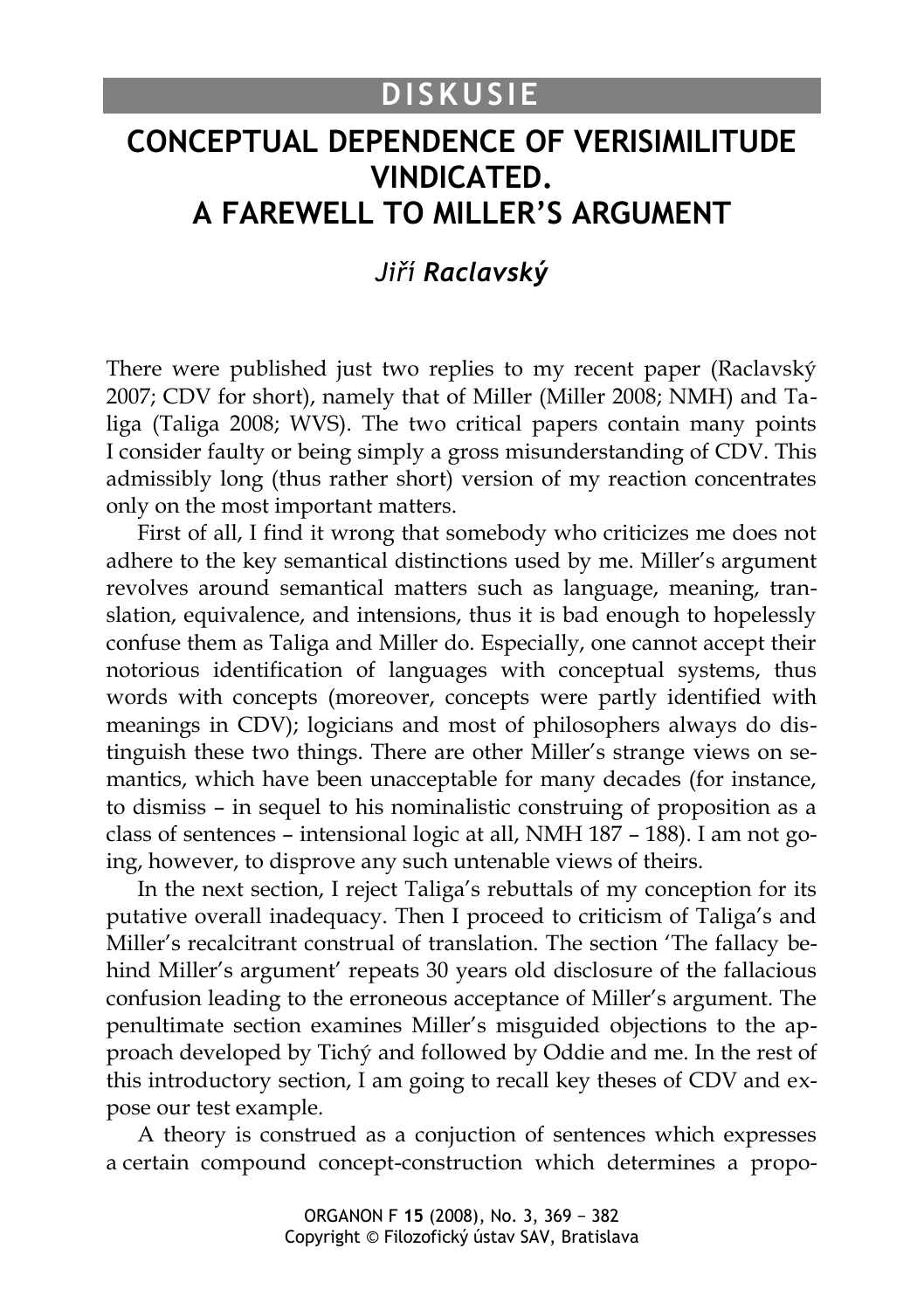# DISKUSIE

# CONCEPTUAL DEPENDENCE OF VERISIMILITUDE VINDICATED. A FAREWELL TO MILLER'S ARGUMENT

## *Jiří Raclavský*

There were published just two replies to my recent paper (Raclavský 2007; CDV for short), namely that of Miller (Miller 2008; NMH) and Taliga (Taliga 2008; WVS). The two critical papers contain many points I consider faulty or being simply a gross misunderstanding of CDV. This admissibly long (thus rather short) version of my reaction concentrates only on the most important matters.

First of all, I find it wrong that somebody who criticizes me does not adhere to the key semantical distinctions used by me. Miller's argument revolves around semantical matters such as language, meaning, translation, equivalence, and intensions, thus it is bad enough to hopelessly confuse them as Taliga and Miller do. Especially, one cannot accept their notorious identification of languages with conceptual systems, thus words with concepts (moreover, concepts were partly identified with meanings in CDV); logicians and most of philosophers always do distinguish these two things. There are other Miller's strange views on semantics, which have been unacceptable for many decades (for instance, to dismiss – in sequel to his nominalistic construing of proposition as a class of sentences – intensional logic at all, NMH 187 – 188). I am not going, however, to disprove any such untenable views of theirs.

In the next section, I reject Taliga's rebuttals of my conception for its putative overall inadequacy. Then I proceed to criticism of Taliga's and Miller's recalcitrant construal of translation. The section 'The fallacy behind Miller's argument' repeats 30 years old disclosure of the fallacious confusion leading to the erroneous acceptance of Miller's argument. The penultimate section examines Miller's misguided objections to the approach developed by Tichý and followed by Oddie and me. In the rest of this introductory section, I am going to recall key theses of CDV and expose our test example.

A theory is construed as a conjuction of sentences which expresses a certain compound concept-construction which determines a propo-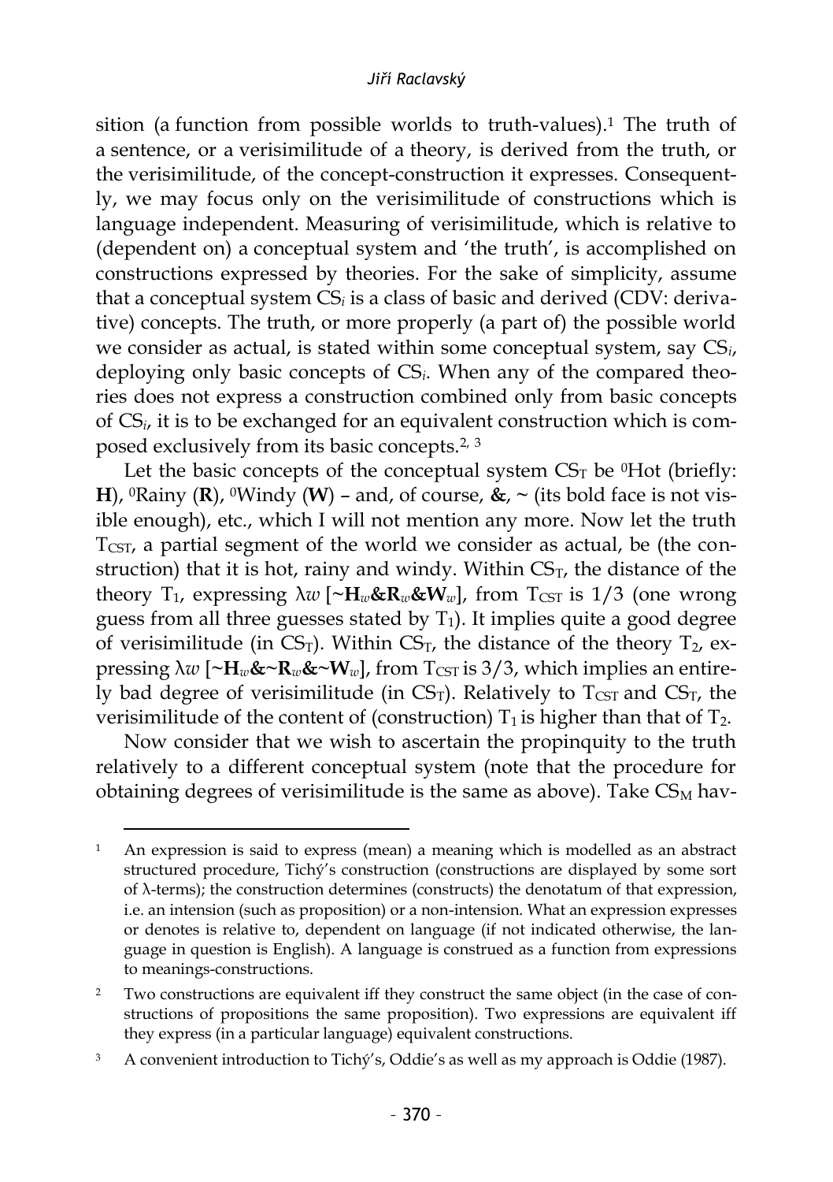sition (a function from possible worlds to truth-values).[1] The truth of a sentence, or a verisimilitude of a theory, is derived from the truth, or the verisimilitude, of the concept-construction it expresses. Consequently, we may focus only on the verisimilitude of constructions which is language independent. Measuring of verisimilitude, which is relative to (dependent on) a conceptual system and 'the truth', is accomplished on constructions expressed by theories. For the sake of simplicity, assume that a conceptual system $CS_i$ is a class of basic and derived (CDV: derivative) concepts. The truth, or more properly (a part of) the possible world we consider as actual, is stated within some conceptual system, say $CS_i$, deploying only basic concepts of $CS_i$. When any of the compared theories does not express a construction combined only from basic concepts of $CS_i$, it is to be exchanged for an equivalent construction which is composed exclusively from its basic concepts.[2, 3]

Let the basic concepts of the conceptual system $CS_T$ be $^0$Hot (briefly: **H**), $^0$Rainy (**R**), $^0$Windy (**W**) – and, of course, **&**, ~ (its bold face is not visible enough), etc., which I will not mention any more. Now let the truth $T_{CST}$, a partial segment of the world we consider as actual, be (the construction) that it is hot, rainy and windy. Within $CS_T$, the distance of the theory $T_1$, expressing $\lambda w\ [\sim\mathbf{H}_w \&\mathbf{R}_w \&\mathbf{W}_w]$, from $T_{CST}$ is 1/3 (one wrong guess from all three guesses stated by $T_1$). It implies quite a good degree of verisimilitude (in $CS_T$). Within $CS_T$, the distance of the theory $T_2$, expressing $\lambda w\ [\sim\mathbf{H}_w \&\sim\mathbf{R}_w \&\sim\mathbf{W}_w]$, from $T_{CST}$ is 3/3, which implies an entirely bad degree of verisimilitude (in $CS_T$). Relatively to $T_{CST}$ and $CS_T$, the verisimilitude of the content of (construction) $T_1$ is higher than that of $T_2$.

Now consider that we wish to ascertain the propinquity to the truth relatively to a different conceptual system (note that the procedure for obtaining degrees of verisimilitude is the same as above). Take $CS_M$ hav-

---

[1] An expression is said to express (mean) a meaning which is modelled as an abstract structured procedure, Tichý's construction (constructions are displayed by some sort of λ-terms); the construction determines (constructs) the denotatum of that expression, i.e. an intension (such as proposition) or a non-intension. What an expression expresses or denotes is relative to, dependent on language (if not indicated otherwise, the language in question is English). A language is construed as a function from expressions to meanings-constructions.

[2] Two constructions are equivalent iff they construct the same object (in the case of constructions of propositions the same proposition). Two expressions are equivalent iff they express (in a particular language) equivalent constructions.

[3] A convenient introduction to Tichý's, Oddie's as well as my approach is Oddie (1987).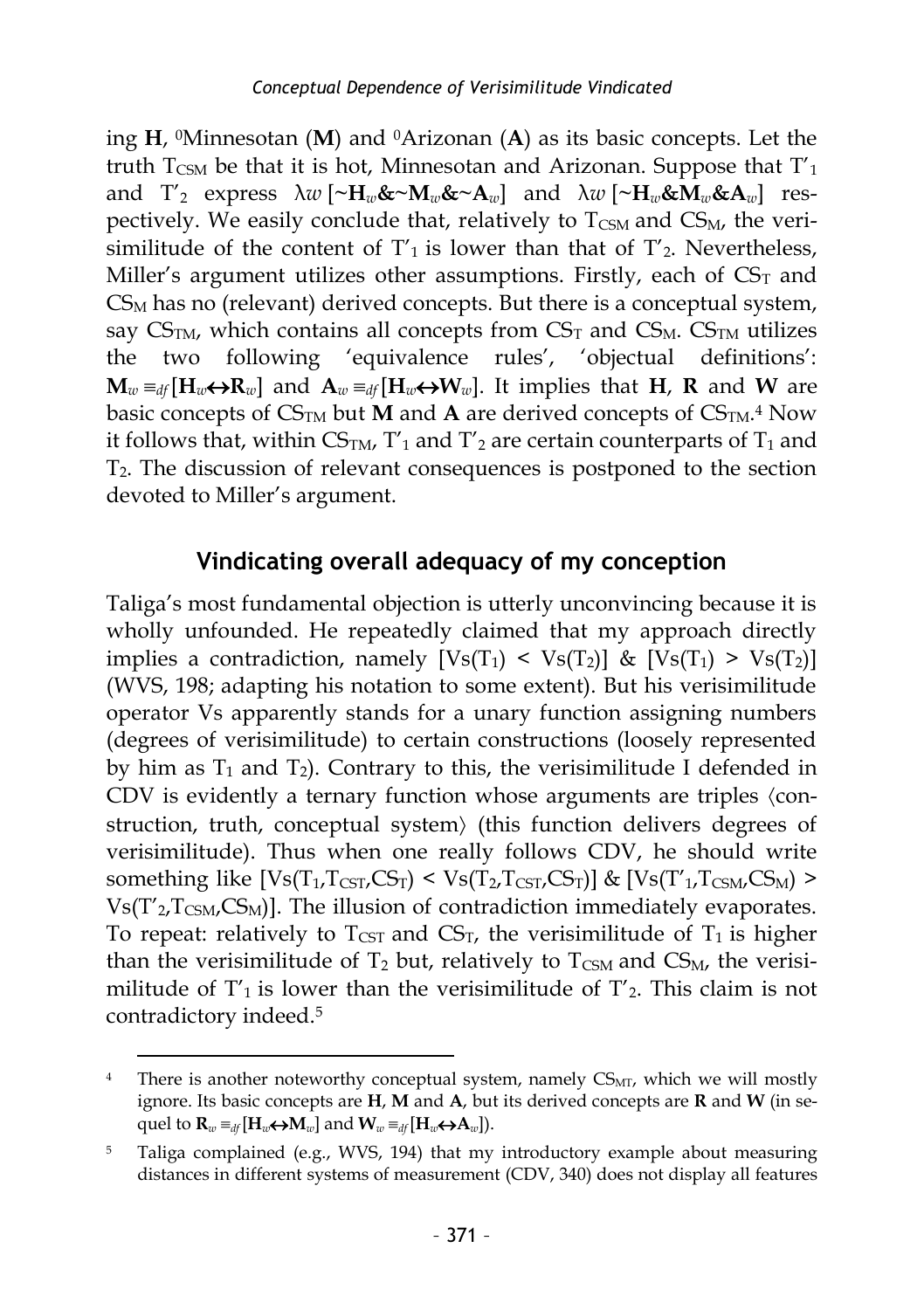ing **H**, $^0$Minnesotan (**M**) and $^0$Arizonan (**A**) as its basic concepts. Let the truth $T_{CSM}$ be that it is hot, Minnesotan and Arizonan. Suppose that $T'_1$ and $T'_2$ express $\lambda w\,[\sim\mathbf{H}_w\&\sim\mathbf{M}_w\&\sim\mathbf{A}_w]$ and $\lambda w\,[\sim\mathbf{H}_w\&\mathbf{M}_w\&\mathbf{A}_w]$ respectively. We easily conclude that, relatively to $T_{CSM}$ and $CS_M$, the verisimilitude of the content of $T'_1$ is lower than that of $T'_2$. Nevertheless, Miller's argument utilizes other assumptions. Firstly, each of $CS_T$ and $CS_M$ has no (relevant) derived concepts. But there is a conceptual system, say $CS_{TM}$, which contains all concepts from $CS_T$ and $CS_M$. $CS_{TM}$ utilizes the two following 'equivalence rules', 'objectual definitions': $\mathbf{M}_w \equiv_{df} [\mathbf{H}_w \leftrightarrow \mathbf{R}_w]$ and $\mathbf{A}_w \equiv_{df} [\mathbf{H}_w \leftrightarrow \mathbf{W}_w]$. It implies that **H**, **R** and **W** are basic concepts of $CS_{TM}$ but **M** and **A** are derived concepts of $CS_{TM}$.[4] Now it follows that, within $CS_{TM}$, $T'_1$ and $T'_2$ are certain counterparts of $T_1$ and $T_2$. The discussion of relevant consequences is postponed to the section devoted to Miller's argument.

## Vindicating overall adequacy of my conception

Taliga's most fundamental objection is utterly unconvincing because it is wholly unfounded. He repeatedly claimed that my approach directly implies a contradiction, namely $[Vs(T_1) < Vs(T_2)]\ \&\ [Vs(T_1) > Vs(T_2)]$ (WVS, 198; adapting his notation to some extent). But his verisimilitude operator Vs apparently stands for a unary function assigning numbers (degrees of verisimilitude) to certain constructions (loosely represented by him as $T_1$ and $T_2$). Contrary to this, the verisimilitude I defended in CDV is evidently a ternary function whose arguments are triples ⟨construction, truth, conceptual system⟩ (this function delivers degrees of verisimilitude). Thus when one really follows CDV, he should write something like $[Vs(T_1,T_{CST},CS_T) < Vs(T_2,T_{CST},CS_T)]\ \&\ [Vs(T'_1,T_{CSM},CS_M) > Vs(T'_2,T_{CSM},CS_M)]$. The illusion of contradiction immediately evaporates. To repeat: relatively to $T_{CST}$ and $CS_T$, the verisimilitude of $T_1$ is higher than the verisimilitude of $T_2$ but, relatively to $T_{CSM}$ and $CS_M$, the verisimilitude of $T'_1$ is lower than the verisimilitude of $T'_2$. This claim is not contradictory indeed.[5]

---

[4] There is another noteworthy conceptual system, namely $CS_{MT}$, which we will mostly ignore. Its basic concepts are **H**, **M** and **A**, but its derived concepts are **R** and **W** (in sequel to $\mathbf{R}_w \equiv_{df} [\mathbf{H}_w \leftrightarrow \mathbf{M}_w]$ and $\mathbf{W}_w \equiv_{df} [\mathbf{H}_w \leftrightarrow \mathbf{A}_w]$).

[5] Taliga complained (e.g., WVS, 194) that my introductory example about measuring distances in different systems of measurement (CDV, 340) does not display all features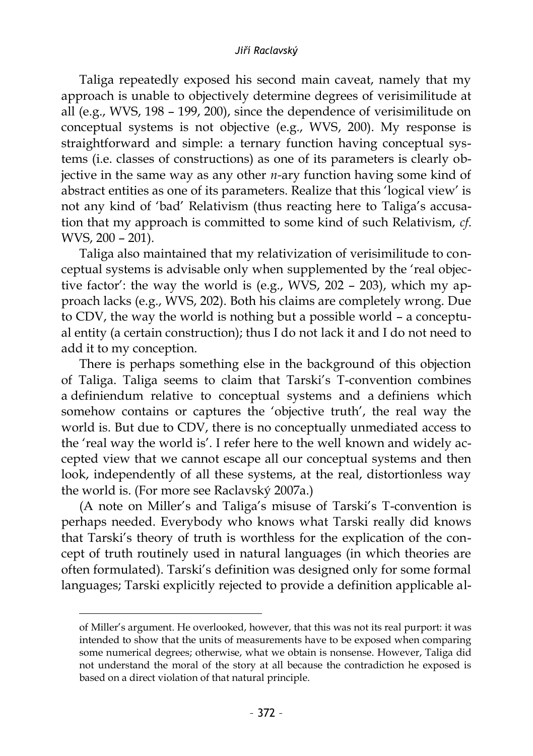Taliga repeatedly exposed his second main caveat, namely that my approach is unable to objectively determine degrees of verisimilitude at all (e.g., WVS, 198 – 199, 200), since the dependence of verisimilitude on conceptual systems is not objective (e.g., WVS, 200). My response is straightforward and simple: a ternary function having conceptual systems (i.e. classes of constructions) as one of its parameters is clearly objective in the same way as any other $n$-ary function having some kind of abstract entities as one of its parameters. Realize that this 'logical view' is not any kind of 'bad' Relativism (thus reacting here to Taliga's accusation that my approach is committed to some kind of such Relativism, *cf*. WVS, 200 – 201).

Taliga also maintained that my relativization of verisimilitude to conceptual systems is advisable only when supplemented by the 'real objective factor': the way the world is (e.g., WVS, 202 – 203), which my approach lacks (e.g., WVS, 202). Both his claims are completely wrong. Due to CDV, the way the world is nothing but a possible world – a conceptual entity (a certain construction); thus I do not lack it and I do not need to add it to my conception.

There is perhaps something else in the background of this objection of Taliga. Taliga seems to claim that Tarski's T-convention combines a definiendum relative to conceptual systems and a definiens which somehow contains or captures the 'objective truth', the real way the world is. But due to CDV, there is no conceptually unmediated access to the 'real way the world is'. I refer here to the well known and widely accepted view that we cannot escape all our conceptual systems and then look, independently of all these systems, at the real, distortionless way the world is. (For more see Raclavský 2007a.)

(A note on Miller's and Taliga's misuse of Tarski's T-convention is perhaps needed. Everybody who knows what Tarski really did knows that Tarski's theory of truth is worthless for the explication of the concept of truth routinely used in natural languages (in which theories are often formulated). Tarski's definition was designed only for some formal languages; Tarski explicitly rejected to provide a definition applicable al-

---

of Miller's argument. He overlooked, however, that this was not its real purport: it was intended to show that the units of measurements have to be exposed when comparing some numerical degrees; otherwise, what we obtain is nonsense. However, Taliga did not understand the moral of the story at all because the contradiction he exposed is based on a direct violation of that natural principle.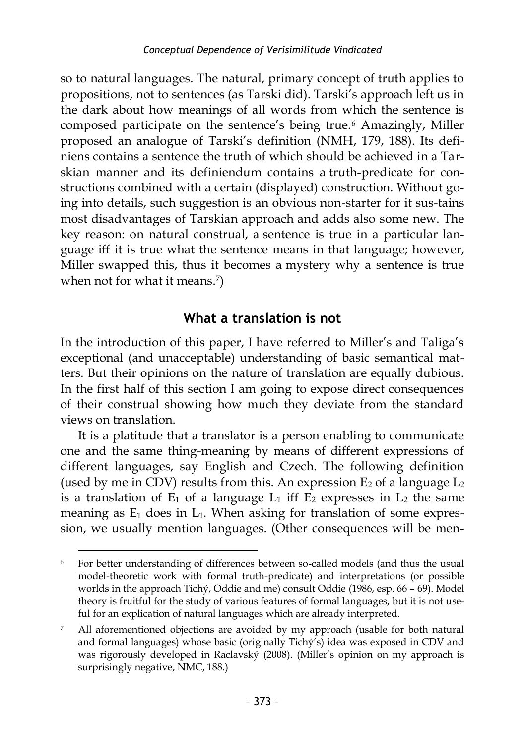so to natural languages. The natural, primary concept of truth applies to propositions, not to sentences (as Tarski did). Tarski's approach left us in the dark about how meanings of all words from which the sentence is composed participate on the sentence's being true.[6] Amazingly, Miller proposed an analogue of Tarski's definition (NMH, 179, 188). Its definiens contains a sentence the truth of which should be achieved in a Tarskian manner and its definiendum contains a truth-predicate for constructions combined with a certain (displayed) construction. Without going into details, such suggestion is an obvious non-starter for it sustains most disadvantages of Tarskian approach and adds also some new. The key reason: on natural construal, a sentence is true in a particular language iff it is true what the sentence means in that language; however, Miller swapped this, thus it becomes a mystery why a sentence is true when not for what it means.[7])

## What a translation is not

In the introduction of this paper, I have referred to Miller's and Taliga's exceptional (and unacceptable) understanding of basic semantical matters. But their opinions on the nature of translation are equally dubious. In the first half of this section I am going to expose direct consequences of their construal showing how much they deviate from the standard views on translation.

It is a platitude that a translator is a person enabling to communicate one and the same thing-meaning by means of different expressions of different languages, say English and Czech. The following definition (used by me in CDV) results from this. An expression $E_2$ of a language $L_2$ is a translation of $E_1$ of a language $L_1$ iff $E_2$ expresses in $L_2$ the same meaning as $E_1$ does in $L_1$. When asking for translation of some expression, we usually mention languages. (Other consequences will be men-

---

[6] For better understanding of differences between so-called models (and thus the usual model-theoretic work with formal truth-predicate) and interpretations (or possible worlds in the approach Tichý, Oddie and me) consult Oddie (1986, esp. 66 – 69). Model theory is fruitful for the study of various features of formal languages, but it is not useful for an explication of natural languages which are already interpreted.

[7] All aforementioned objections are avoided by my approach (usable for both natural and formal languages) whose basic (originally Tichý's) idea was exposed in CDV and was rigorously developed in Raclavský (2008). (Miller's opinion on my approach is surprisingly negative, NMC, 188.)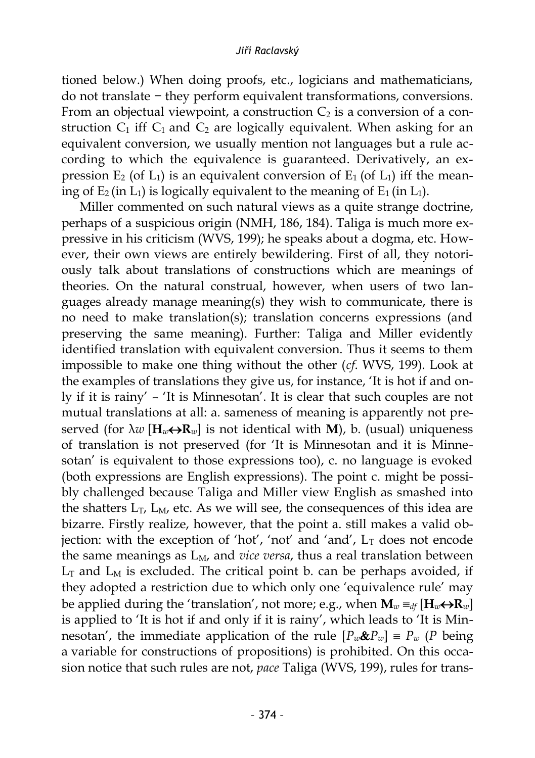tioned below.) When doing proofs, etc., logicians and mathematicians, do not translate − they perform equivalent transformations, conversions. From an objectual viewpoint, a construction $C_2$ is a conversion of a construction $C_1$ iff $C_1$ and $C_2$ are logically equivalent. When asking for an equivalent conversion, we usually mention not languages but a rule according to which the equivalence is guaranteed. Derivatively, an expression $E_2$ (of $L_1$) is an equivalent conversion of $E_1$ (of $L_1$) iff the meaning of $E_2$ (in $L_1$) is logically equivalent to the meaning of $E_1$ (in $L_1$).

Miller commented on such natural views as a quite strange doctrine, perhaps of a suspicious origin (NMH, 186, 184). Taliga is much more expressive in his criticism (WVS, 199); he speaks about a dogma, etc. However, their own views are entirely bewildering. First of all, they notoriously talk about translations of constructions which are meanings of theories. On the natural construal, however, when users of two languages already manage meaning(s) they wish to communicate, there is no need to make translation(s); translation concerns expressions (and preserving the same meaning). Further: Taliga and Miller evidently identified translation with equivalent conversion. Thus it seems to them impossible to make one thing without the other (*cf*. WVS, 199). Look at the examples of translations they give us, for instance, 'It is hot if and only if it is rainy' – 'It is Minnesotan'. It is clear that such couples are not mutual translations at all: a. sameness of meaning is apparently not preserved (for $\lambda w\, [\mathbf{H}_w \leftrightarrow \mathbf{R}_w]$ is not identical with $\mathbf{M}$), b. (usual) uniqueness of translation is not preserved (for 'It is Minnesotan and it is Minnesotan' is equivalent to those expressions too), c. no language is evoked (both expressions are English expressions). The point c. might be possibly challenged because Taliga and Miller view English as smashed into the shatters $L_T$, $L_M$, etc. As we will see, the consequences of this idea are bizarre. Firstly realize, however, that the point a. still makes a valid objection: with the exception of 'hot', 'not' and 'and', $L_T$ does not encode the same meanings as $L_M$, and *vice versa*, thus a real translation between $L_T$ and $L_M$ is excluded. The critical point b. can be perhaps avoided, if they adopted a restriction due to which only one 'equivalence rule' may be applied during the 'translation', not more; e.g., when $\mathbf{M}_w \equiv_{df} [\mathbf{H}_w \leftrightarrow \mathbf{R}_w]$ is applied to 'It is hot if and only if it is rainy', which leads to 'It is Minnesotan', the immediate application of the rule $[P_w \& P_w] \equiv P_w$ ($P$ being a variable for constructions of propositions) is prohibited. On this occasion notice that such rules are not, *pace* Taliga (WVS, 199), rules for trans-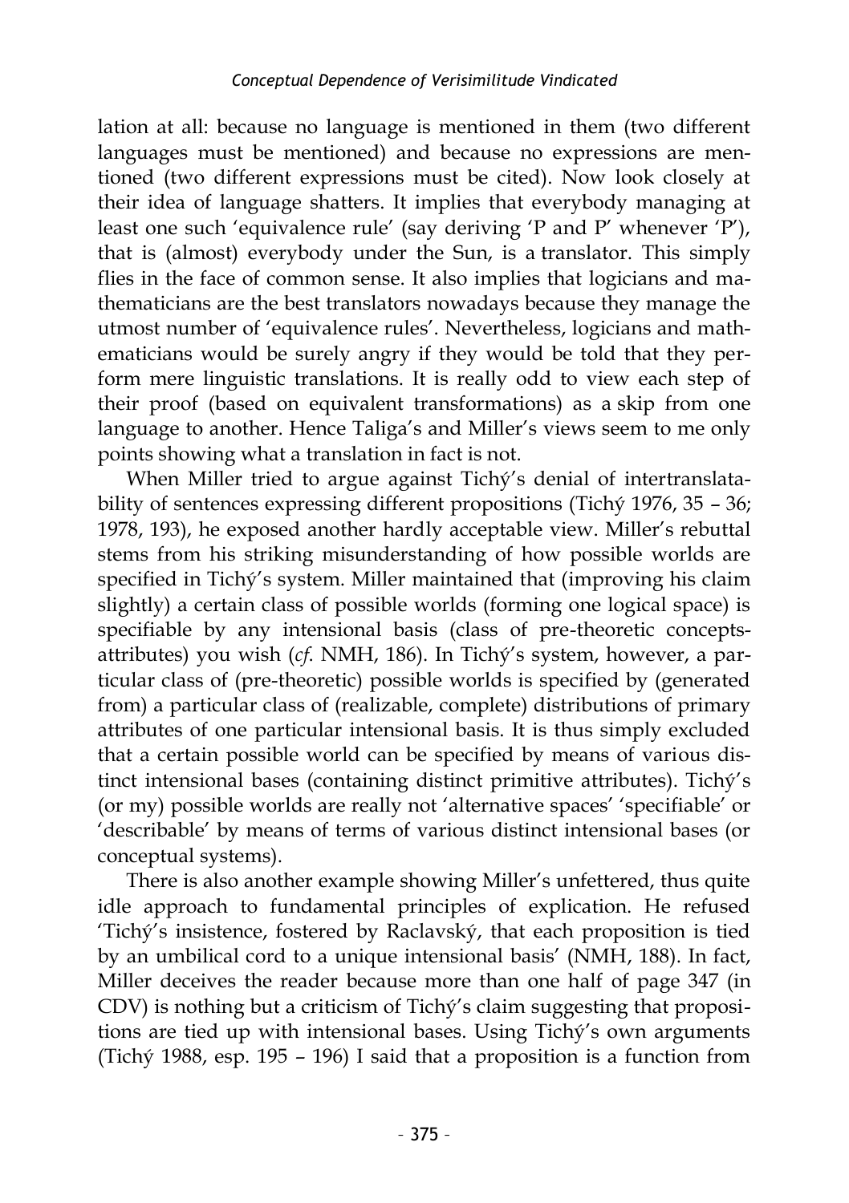lation at all: because no language is mentioned in them (two different languages must be mentioned) and because no expressions are mentioned (two different expressions must be cited). Now look closely at their idea of language shatters. It implies that everybody managing at least one such 'equivalence rule' (say deriving 'P and P' whenever 'P'), that is (almost) everybody under the Sun, is a translator. This simply flies in the face of common sense. It also implies that logicians and mathematicians are the best translators nowadays because they manage the utmost number of 'equivalence rules'. Nevertheless, logicians and mathematicians would be surely angry if they would be told that they perform mere linguistic translations. It is really odd to view each step of their proof (based on equivalent transformations) as a skip from one language to another. Hence Taliga's and Miller's views seem to me only points showing what a translation in fact is not.

When Miller tried to argue against Tichý's denial of intertranslatability of sentences expressing different propositions (Tichý 1976, 35 – 36; 1978, 193), he exposed another hardly acceptable view. Miller's rebuttal stems from his striking misunderstanding of how possible worlds are specified in Tichý's system. Miller maintained that (improving his claim slightly) a certain class of possible worlds (forming one logical space) is specifiable by any intensional basis (class of pre-theoretic concepts-attributes) you wish (*cf.* NMH, 186). In Tichý's system, however, a particular class of (pre-theoretic) possible worlds is specified by (generated from) a particular class of (realizable, complete) distributions of primary attributes of one particular intensional basis. It is thus simply excluded that a certain possible world can be specified by means of various distinct intensional bases (containing distinct primitive attributes). Tichý's (or my) possible worlds are really not 'alternative spaces' 'specifiable' or 'describable' by means of terms of various distinct intensional bases (or conceptual systems).

There is also another example showing Miller's unfettered, thus quite idle approach to fundamental principles of explication. He refused 'Tichý's insistence, fostered by Raclavský, that each proposition is tied by an umbilical cord to a unique intensional basis' (NMH, 188). In fact, Miller deceives the reader because more than one half of page 347 (in CDV) is nothing but a criticism of Tichý's claim suggesting that propositions are tied up with intensional bases. Using Tichý's own arguments (Tichý 1988, esp. 195 – 196) I said that a proposition is a function from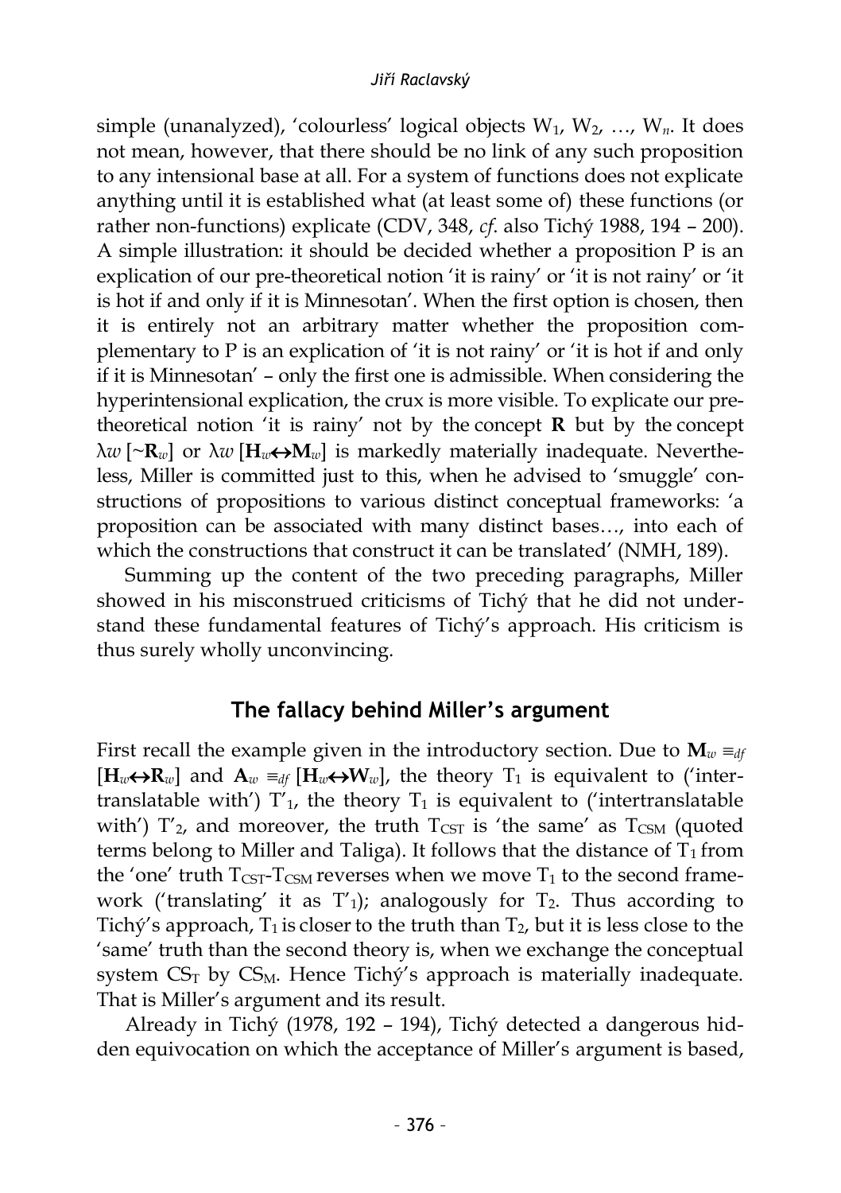simple (unanalyzed), 'colourless' logical objects $W_1$, $W_2$, …, $W_n$. It does not mean, however, that there should be no link of any such proposition to any intensional base at all. For a system of functions does not explicate anything until it is established what (at least some of) these functions (or rather non-functions) explicate (CDV, 348, *cf*. also Tichý 1988, 194 – 200). A simple illustration: it should be decided whether a proposition P is an explication of our pre-theoretical notion 'it is rainy' or 'it is not rainy' or 'it is hot if and only if it is Minnesotan'. When the first option is chosen, then it is entirely not an arbitrary matter whether the proposition complementary to P is an explication of 'it is not rainy' or 'it is hot if and only if it is Minnesotan' – only the first one is admissible. When considering the hyperintensional explication, the crux is more visible. To explicate our pre-theoretical notion 'it is rainy' not by the concept **R** but by the concept $\lambda w\,[\sim\mathbf{R}_w]$ or $\lambda w\,[\mathbf{H}_w\leftrightarrow\mathbf{M}_w]$ is markedly materially inadequate. Nevertheless, Miller is committed just to this, when he advised to 'smuggle' constructions of propositions to various distinct conceptual frameworks: 'a proposition can be associated with many distinct bases…, into each of which the constructions that construct it can be translated' (NMH, 189).

Summing up the content of the two preceding paragraphs, Miller showed in his misconstrued criticisms of Tichý that he did not understand these fundamental features of Tichý's approach. His criticism is thus surely wholly unconvincing.

## The fallacy behind Miller's argument

First recall the example given in the introductory section. Due to $\mathbf{M}_w \equiv_{df} [\mathbf{H}_w\leftrightarrow\mathbf{R}_w]$ and $\mathbf{A}_w \equiv_{df} [\mathbf{H}_w\leftrightarrow\mathbf{W}_w]$, the theory $T_1$ is equivalent to ('intertranslatable with') $T'_1$, the theory $T_1$ is equivalent to ('intertranslatable with') $T'_2$, and moreover, the truth $T_{CST}$ is 'the same' as $T_{CSM}$ (quoted terms belong to Miller and Taliga). It follows that the distance of $T_1$ from the 'one' truth $T_{CST}$-$T_{CSM}$ reverses when we move $T_1$ to the second framework ('translating' it as $T'_1$); analogously for $T_2$. Thus according to Tichý's approach, $T_1$ is closer to the truth than $T_2$, but it is less close to the 'same' truth than the second theory is, when we exchange the conceptual system $CS_T$ by $CS_M$. Hence Tichý's approach is materially inadequate. That is Miller's argument and its result.

Already in Tichý (1978, 192 – 194), Tichý detected a dangerous hidden equivocation on which the acceptance of Miller's argument is based,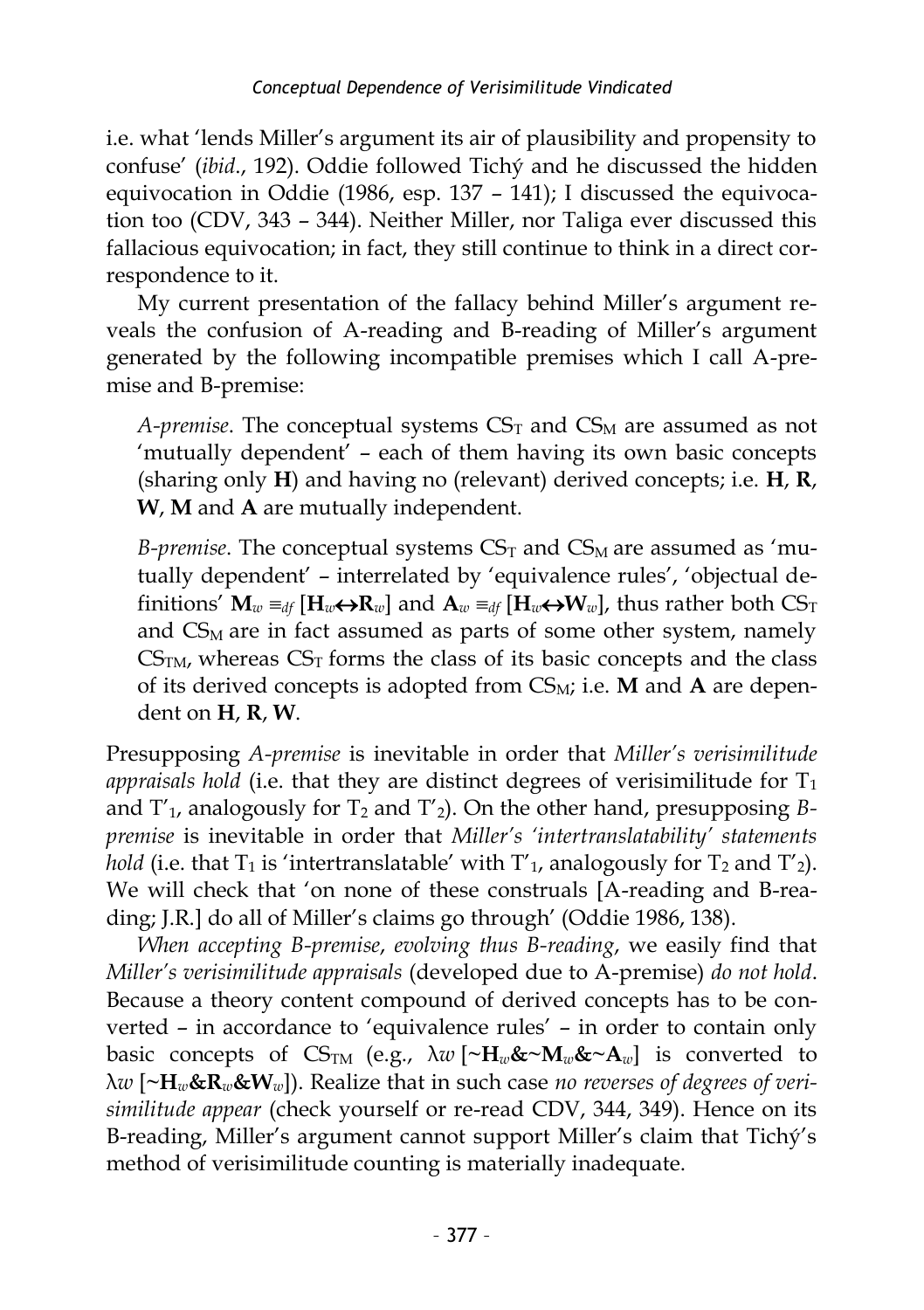i.e. what 'lends Miller's argument its air of plausibility and propensity to confuse' (*ibid*., 192). Oddie followed Tichý and he discussed the hidden equivocation in Oddie (1986, esp. 137 – 141); I discussed the equivocation too (CDV, 343 – 344). Neither Miller, nor Taliga ever discussed this fallacious equivocation; in fact, they still continue to think in a direct correspondence to it.

My current presentation of the fallacy behind Miller's argument reveals the confusion of A-reading and B-reading of Miller's argument generated by the following incompatible premises which I call A-premise and B-premise:

*A-premise*. The conceptual systems $CS_T$ and $CS_M$ are assumed as not 'mutually dependent' – each of them having its own basic concepts (sharing only **H**) and having no (relevant) derived concepts; i.e. **H**, **R**, **W**, **M** and **A** are mutually independent.

*B-premise*. The conceptual systems $CS_T$ and $CS_M$ are assumed as 'mutually dependent' – interrelated by 'equivalence rules', 'objectual definitions' $\mathbf{M}_w \equiv_{df} [\mathbf{H}_w \leftrightarrow \mathbf{R}_w]$ and $\mathbf{A}_w \equiv_{df} [\mathbf{H}_w \leftrightarrow \mathbf{W}_w]$, thus rather both $CS_T$ and $CS_M$ are in fact assumed as parts of some other system, namely $CS_{TM}$, whereas $CS_T$ forms the class of its basic concepts and the class of its derived concepts is adopted from $CS_M$; i.e. **M** and **A** are dependent on **H**, **R**, **W**.

Presupposing *A-premise* is inevitable in order that *Miller's verisimilitude appraisals hold* (i.e. that they are distinct degrees of verisimilitude for $T_1$ and $T'_1$, analogously for $T_2$ and $T'_2$). On the other hand, presupposing *B-premise* is inevitable in order that *Miller's 'intertranslatability' statements hold* (i.e. that $T_1$ is 'intertranslatable' with $T'_1$, analogously for $T_2$ and $T'_2$). We will check that 'on none of these construals [A-reading and B-reading; J.R.] do all of Miller's claims go through' (Oddie 1986, 138).

*When accepting B-premise, evolving thus B-reading*, we easily find that *Miller's verisimilitude appraisals* (developed due to A-premise) *do not hold*. Because a theory content compound of derived concepts has to be converted – in accordance to 'equivalence rules' – in order to contain only basic concepts of $CS_{TM}$ (e.g., $\lambda w\, [\sim\mathbf{H}_w \& \sim\mathbf{M}_w \& \sim\mathbf{A}_w]$ is converted to $\lambda w\, [\sim\mathbf{H}_w \& \mathbf{R}_w \& \mathbf{W}_w]$). Realize that in such case *no reverses of degrees of verisimilitude appear* (check yourself or re-read CDV, 344, 349). Hence on its B-reading, Miller's argument cannot support Miller's claim that Tichý's method of verisimilitude counting is materially inadequate.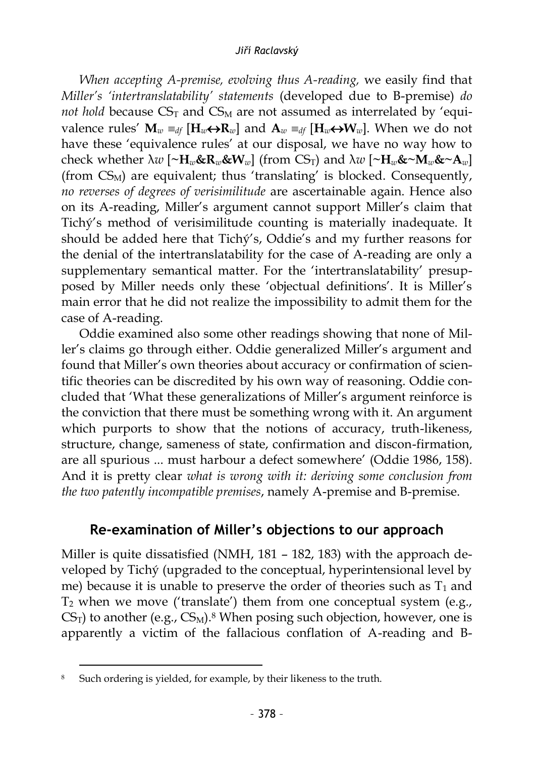*When accepting A-premise, evolving thus A-reading,* we easily find that *Miller's 'intertranslatability' statements* (developed due to B-premise) *do not hold* because $CS_T$ and $CS_M$ are not assumed as interrelated by 'equivalence rules' $\mathbf{M}_w \equiv_{df} [\mathbf{H}_w \leftrightarrow \mathbf{R}_w]$ and $\mathbf{A}_w \equiv_{df} [\mathbf{H}_w \leftrightarrow \mathbf{W}_w]$. When we do not have these 'equivalence rules' at our disposal, we have no way how to check whether $\lambda w\, [\sim\mathbf{H}_w \& \mathbf{R}_w \& \mathbf{W}_w]$ (from $CS_T$) and $\lambda w\, [\sim\mathbf{H}_w \& \sim\mathbf{M}_w \& \sim\mathbf{A}_w]$ (from $CS_M$) are equivalent; thus 'translating' is blocked. Consequently, *no reverses of degrees of verisimilitude* are ascertainable again. Hence also on its A-reading, Miller's argument cannot support Miller's claim that Tichý's method of verisimilitude counting is materially inadequate. It should be added here that Tichý's, Oddie's and my further reasons for the denial of the intertranslatability for the case of A-reading are only a supplementary semantical matter. For the 'intertranslatability' presupposed by Miller needs only these 'objectual definitions'. It is Miller's main error that he did not realize the impossibility to admit them for the case of A-reading.

Oddie examined also some other readings showing that none of Miller's claims go through either. Oddie generalized Miller's argument and found that Miller's own theories about accuracy or confirmation of scientific theories can be discredited by his own way of reasoning. Oddie concluded that 'What these generalizations of Miller's argument reinforce is the conviction that there must be something wrong with it. An argument which purports to show that the notions of accuracy, truth-likeness, structure, change, sameness of state, confirmation and discon-firmation, are all spurious ... must harbour a defect somewhere' (Oddie 1986, 158). And it is pretty clear *what is wrong with it: deriving some conclusion from the two patently incompatible premises*, namely A-premise and B-premise.

## Re-examination of Miller's objections to our approach

Miller is quite dissatisfied (NMH, 181 – 182, 183) with the approach developed by Tichý (upgraded to the conceptual, hyperintensional level by me) because it is unable to preserve the order of theories such as $T_1$ and $T_2$ when we move ('translate') them from one conceptual system (e.g., $CS_T$) to another (e.g., $CS_M$).[8] When posing such objection, however, one is apparently a victim of the fallacious conflation of A-reading and B-

[8] Such ordering is yielded, for example, by their likeness to the truth.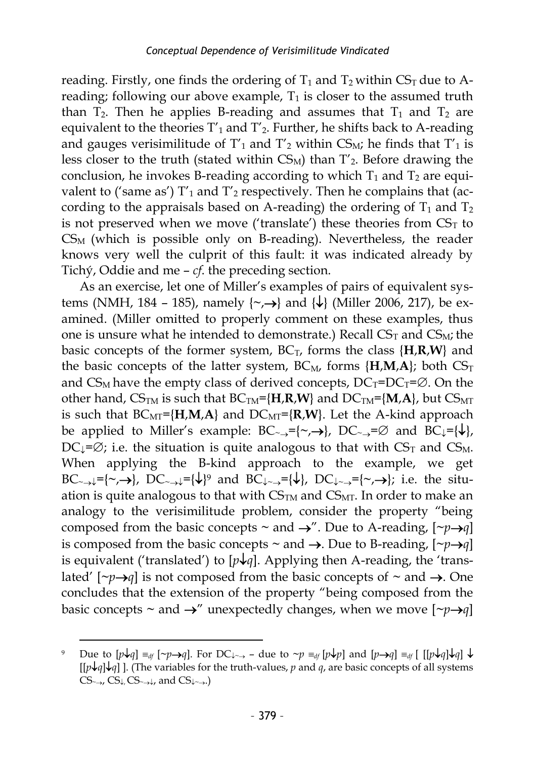reading. Firstly, one finds the ordering of $T_1$ and $T_2$ within $CS_T$ due to A-reading; following our above example, $T_1$ is closer to the assumed truth than $T_2$. Then he applies B-reading and assumes that $T_1$ and $T_2$ are equivalent to the theories $T'_1$ and $T'_2$. Further, he shifts back to A-reading and gauges verisimilitude of $T'_1$ and $T'_2$ within $CS_M$; he finds that $T'_1$ is less closer to the truth (stated within $CS_M$) than $T'_2$. Before drawing the conclusion, he invokes B-reading according to which $T_1$ and $T_2$ are equivalent to ('same as') $T'_1$ and $T'_2$ respectively. Then he complains that (according to the appraisals based on A-reading) the ordering of $T_1$ and $T_2$ is not preserved when we move ('translate') these theories from $CS_T$ to $CS_M$ (which is possible only on B-reading). Nevertheless, the reader knows very well the culprit of this fault: it was indicated already by Tichý, Oddie and me – *cf.* the preceding section.

As an exercise, let one of Miller's examples of pairs of equivalent systems (NMH, 184 – 185), namely $\{\sim,\rightarrow\}$ and $\{\downarrow\}$ (Miller 2006, 217), be examined. (Miller omitted to properly comment on these examples, thus one is unsure what he intended to demonstrate.) Recall $CS_T$ and $CS_M$; the basic concepts of the former system, $BC_T$, forms the class $\{\mathbf{H},\mathbf{R},\mathbf{W}\}$ and the basic concepts of the latter system, $BC_M$, forms $\{\mathbf{H},\mathbf{M},\mathbf{A}\}$; both $CS_T$ and $CS_M$ have the empty class of derived concepts, $DC_T=DC_T=\varnothing$. On the other hand, $CS_{TM}$ is such that $BC_{TM}=\{\mathbf{H},\mathbf{R},\mathbf{W}\}$ and $DC_{TM}=\{\mathbf{M},\mathbf{A}\}$, but $CS_{MT}$ is such that $BC_{MT}=\{\mathbf{H},\mathbf{M},\mathbf{A}\}$ and $DC_{MT}=\{\mathbf{R},\mathbf{W}\}$. Let the A-kind approach be applied to Miller's example: $BC_{\sim\rightarrow}=\{\sim,\rightarrow\}$, $DC_{\sim\rightarrow}=\varnothing$ and $BC_{\downarrow}=\{\downarrow\}$, $DC_{\downarrow}=\varnothing$; i.e. the situation is quite analogous to that with $CS_T$ and $CS_M$. When applying the B-kind approach to the example, we get $BC_{\sim\rightarrow\downarrow}=\{\sim,\rightarrow\}$, $DC_{\sim\rightarrow\downarrow}=\{\downarrow\}$[9] and $BC_{\downarrow\sim\rightarrow}=\{\downarrow\}$, $DC_{\downarrow\sim\rightarrow}=\{\sim,\rightarrow\}$; i.e. the situation is quite analogous to that with $CS_{TM}$ and $CS_{MT}$. In order to make an analogy to the verisimilitude problem, consider the property "being composed from the basic concepts $\sim$ and $\rightarrow$". Due to A-reading, $[\sim p\rightarrow q]$ is composed from the basic concepts $\sim$ and $\rightarrow$. Due to B-reading, $[\sim p\rightarrow q]$ is equivalent ('translated') to $[p\downarrow q]$. Applying then A-reading, the 'translated' $[\sim p\rightarrow q]$ is not composed from the basic concepts of $\sim$ and $\rightarrow$. One concludes that the extension of the property "being composed from the basic concepts $\sim$ and $\rightarrow$" unexpectedly changes, when we move $[\sim p\rightarrow q]$

---

[9] Due to $[p\downarrow q] \equiv_{df} [\sim p\rightarrow q]$. For $DC_{\downarrow\sim\rightarrow}$ – due to $\sim p \equiv_{df} [p\downarrow p]$ and $[p\rightarrow q] \equiv_{df} [\ [[p\downarrow q]\downarrow q] \downarrow [[p\downarrow q]\downarrow q]\ ]$. (The variables for the truth-values, $p$ and $q$, are basic concepts of all systems $CS_{\sim\rightarrow}$, $CS_{\downarrow}$, $CS_{\sim\rightarrow\downarrow}$, and $CS_{\downarrow\sim\rightarrow}$.)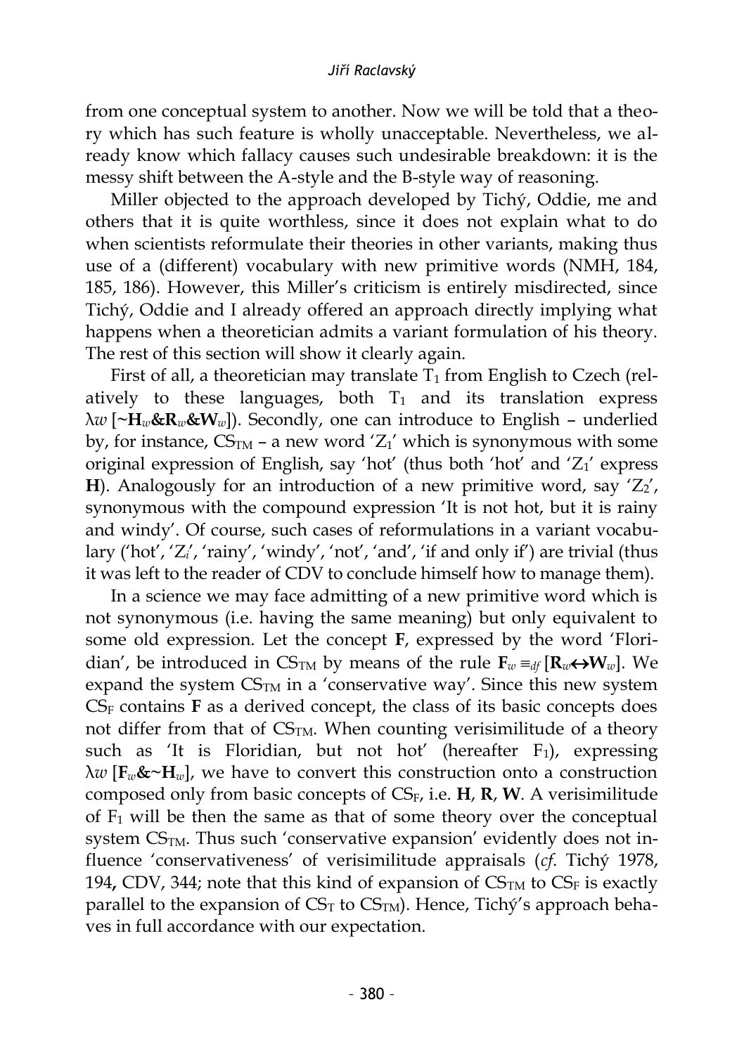from one conceptual system to another. Now we will be told that a theory which has such feature is wholly unacceptable. Nevertheless, we already know which fallacy causes such undesirable breakdown: it is the messy shift between the A-style and the B-style way of reasoning.

Miller objected to the approach developed by Tichý, Oddie, me and others that it is quite worthless, since it does not explain what to do when scientists reformulate their theories in other variants, making thus use of a (different) vocabulary with new primitive words (NMH, 184, 185, 186). However, this Miller's criticism is entirely misdirected, since Tichý, Oddie and I already offered an approach directly implying what happens when a theoretician admits a variant formulation of his theory. The rest of this section will show it clearly again.

First of all, a theoretician may translate $T_1$ from English to Czech (relatively to these languages, both $T_1$ and its translation express $\lambda w\,[\sim\mathbf{H}_w \& \mathbf{R}_w \& \mathbf{W}_w]$). Secondly, one can introduce to English – underlied by, for instance, $CS_{TM}$ – a new word '$Z_1$' which is synonymous with some original expression of English, say 'hot' (thus both 'hot' and '$Z_1$' express **H**). Analogously for an introduction of a new primitive word, say '$Z_2$', synonymous with the compound expression 'It is not hot, but it is rainy and windy'. Of course, such cases of reformulations in a variant vocabulary ('hot', '$Z_i$', 'rainy', 'windy', 'not', 'and', 'if and only if') are trivial (thus it was left to the reader of CDV to conclude himself how to manage them).

In a science we may face admitting of a new primitive word which is not synonymous (i.e. having the same meaning) but only equivalent to some old expression. Let the concept **F**, expressed by the word 'Floridian', be introduced in $CS_{TM}$ by means of the rule $\mathbf{F}_w \equiv_{df} [\mathbf{R}_w \leftrightarrow \mathbf{W}_w]$. We expand the system $CS_{TM}$ in a 'conservative way'. Since this new system $CS_F$ contains **F** as a derived concept, the class of its basic concepts does not differ from that of $CS_{TM}$. When counting verisimilitude of a theory such as 'It is Floridian, but not hot' (hereafter $F_1$), expressing $\lambda w\,[\mathbf{F}_w \& \sim\mathbf{H}_w]$, we have to convert this construction onto a construction composed only from basic concepts of $CS_F$, i.e. **H**, **R**, **W**. A verisimilitude of $F_1$ will be then the same as that of some theory over the conceptual system $CS_{TM}$. Thus such 'conservative expansion' evidently does not influence 'conservativeness' of verisimilitude appraisals (*cf.* Tichý 1978, 194, CDV, 344; note that this kind of expansion of $CS_{TM}$ to $CS_F$ is exactly parallel to the expansion of $CS_T$ to $CS_{TM}$). Hence, Tichý's approach behaves in full accordance with our expectation.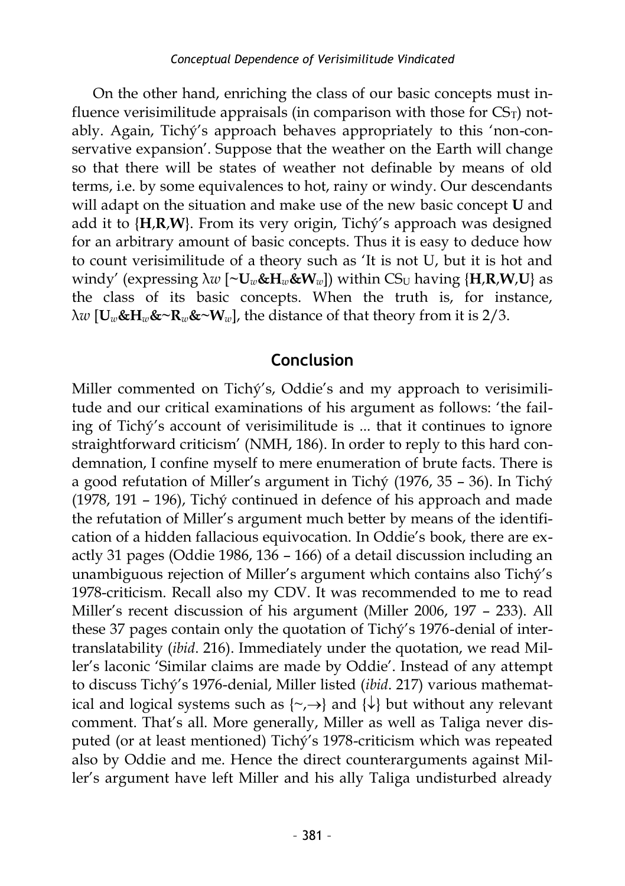On the other hand, enriching the class of our basic concepts must influence verisimilitude appraisals (in comparison with those for $CS_T$) notably. Again, Tichý's approach behaves appropriately to this 'non-conservative expansion'. Suppose that the weather on the Earth will change so that there will be states of weather not definable by means of old terms, i.e. by some equivalences to hot, rainy or windy. Our descendants will adapt on the situation and make use of the new basic concept **U** and add it to {**H**,**R**,**W**}. From its very origin, Tichý's approach was designed for an arbitrary amount of basic concepts. Thus it is easy to deduce how to count verisimilitude of a theory such as 'It is not U, but it is hot and windy' (expressing $\lambda w\ [\sim\mathbf{U}_w\&\mathbf{H}_w\&\mathbf{W}_w]$) within $CS_U$ having {**H**,**R**,**W**,**U**} as the class of its basic concepts. When the truth is, for instance, $\lambda w\ [\mathbf{U}_w\&\mathbf{H}_w\&\sim\mathbf{R}_w\&\sim\mathbf{W}_w]$, the distance of that theory from it is 2/3.

## Conclusion

Miller commented on Tichý's, Oddie's and my approach to verisimilitude and our critical examinations of his argument as follows: 'the failing of Tichý's account of verisimilitude is ... that it continues to ignore straightforward criticism' (NMH, 186). In order to reply to this hard condemnation, I confine myself to mere enumeration of brute facts. There is a good refutation of Miller's argument in Tichý (1976, 35 – 36). In Tichý (1978, 191 – 196), Tichý continued in defence of his approach and made the refutation of Miller's argument much better by means of the identification of a hidden fallacious equivocation. In Oddie's book, there are exactly 31 pages (Oddie 1986, 136 – 166) of a detail discussion including an unambiguous rejection of Miller's argument which contains also Tichý's 1978-criticism. Recall also my CDV. It was recommended to me to read Miller's recent discussion of his argument (Miller 2006, 197 – 233). All these 37 pages contain only the quotation of Tichý's 1976-denial of intertranslatability (*ibid*. 216). Immediately under the quotation, we read Miller's laconic 'Similar claims are made by Oddie'. Instead of any attempt to discuss Tichý's 1976-denial, Miller listed (*ibid*. 217) various mathematical and logical systems such as $\{\sim,\rightarrow\}$ and $\{\downarrow\}$ but without any relevant comment. That's all. More generally, Miller as well as Taliga never disputed (or at least mentioned) Tichý's 1978-criticism which was repeated also by Oddie and me. Hence the direct counterarguments against Miller's argument have left Miller and his ally Taliga undisturbed already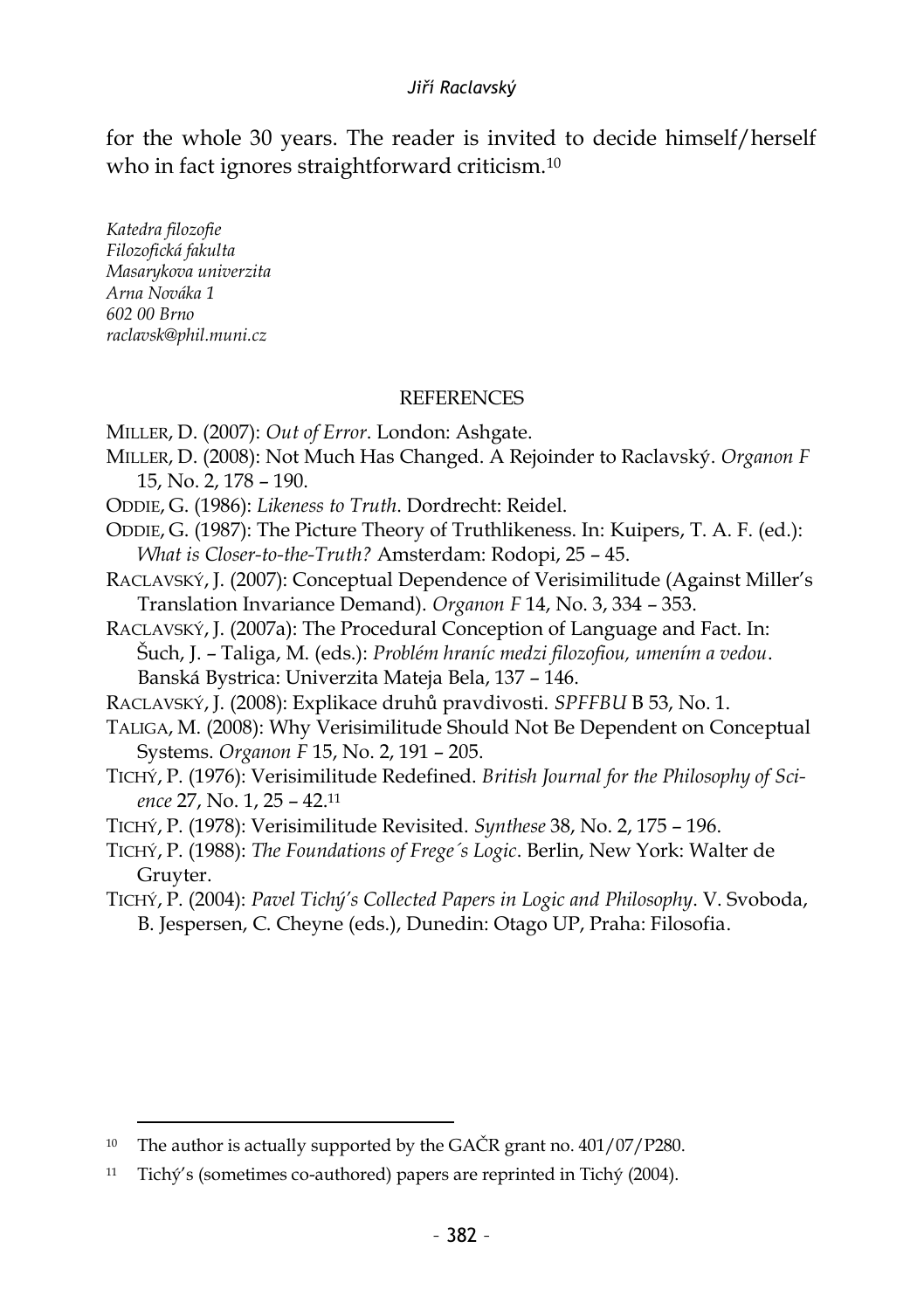for the whole 30 years. The reader is invited to decide himself/herself who in fact ignores straightforward criticism.[10]

*Katedra filozofie*
*Filozofická fakulta*
*Masarykova univerzita*
*Arna Nováka 1*
*602 00 Brno*
*raclavsk@phil.muni.cz*

## REFERENCES

MILLER, D. (2007): *Out of Error*. London: Ashgate.

MILLER, D. (2008): Not Much Has Changed. A Rejoinder to Raclavský. *Organon F* 15, No. 2, 178 – 190.

ODDIE, G. (1986): *Likeness to Truth*. Dordrecht: Reidel.

ODDIE, G. (1987): The Picture Theory of Truthlikeness. In: Kuipers, T. A. F. (ed.): *What is Closer-to-the-Truth?* Amsterdam: Rodopi, 25 – 45.

RACLAVSKÝ, J. (2007): Conceptual Dependence of Verisimilitude (Against Miller's Translation Invariance Demand). *Organon F* 14, No. 3, 334 – 353.

RACLAVSKÝ, J. (2007a): The Procedural Conception of Language and Fact. In: Šuch, J. – Taliga, M. (eds.): *Problém hraníc medzi filozofiou, umením a vedou*. Banská Bystrica: Univerzita Mateja Bela, 137 – 146.

RACLAVSKÝ, J. (2008): Explikace druhů pravdivosti. *SPFFBU* B 53, No. 1.

TALIGA, M. (2008): Why Verisimilitude Should Not Be Dependent on Conceptual Systems. *Organon F* 15, No. 2, 191 – 205.

TICHÝ, P. (1976): Verisimilitude Redefined. *British Journal for the Philosophy of Science* 27, No. 1, 25 – 42.[11]

TICHÝ, P. (1978): Verisimilitude Revisited. *Synthese* 38, No. 2, 175 – 196.

TICHÝ, P. (1988): *The Foundations of Frege´s Logic*. Berlin, New York: Walter de Gruyter.

TICHÝ, P. (2004): *Pavel Tichý's Collected Papers in Logic and Philosophy*. V. Svoboda, B. Jespersen, C. Cheyne (eds.), Dunedin: Otago UP, Praha: Filosofia.

---

[10] The author is actually supported by the GAČR grant no. 401/07/P280.

[11] Tichý's (sometimes co-authored) papers are reprinted in Tichý (2004).